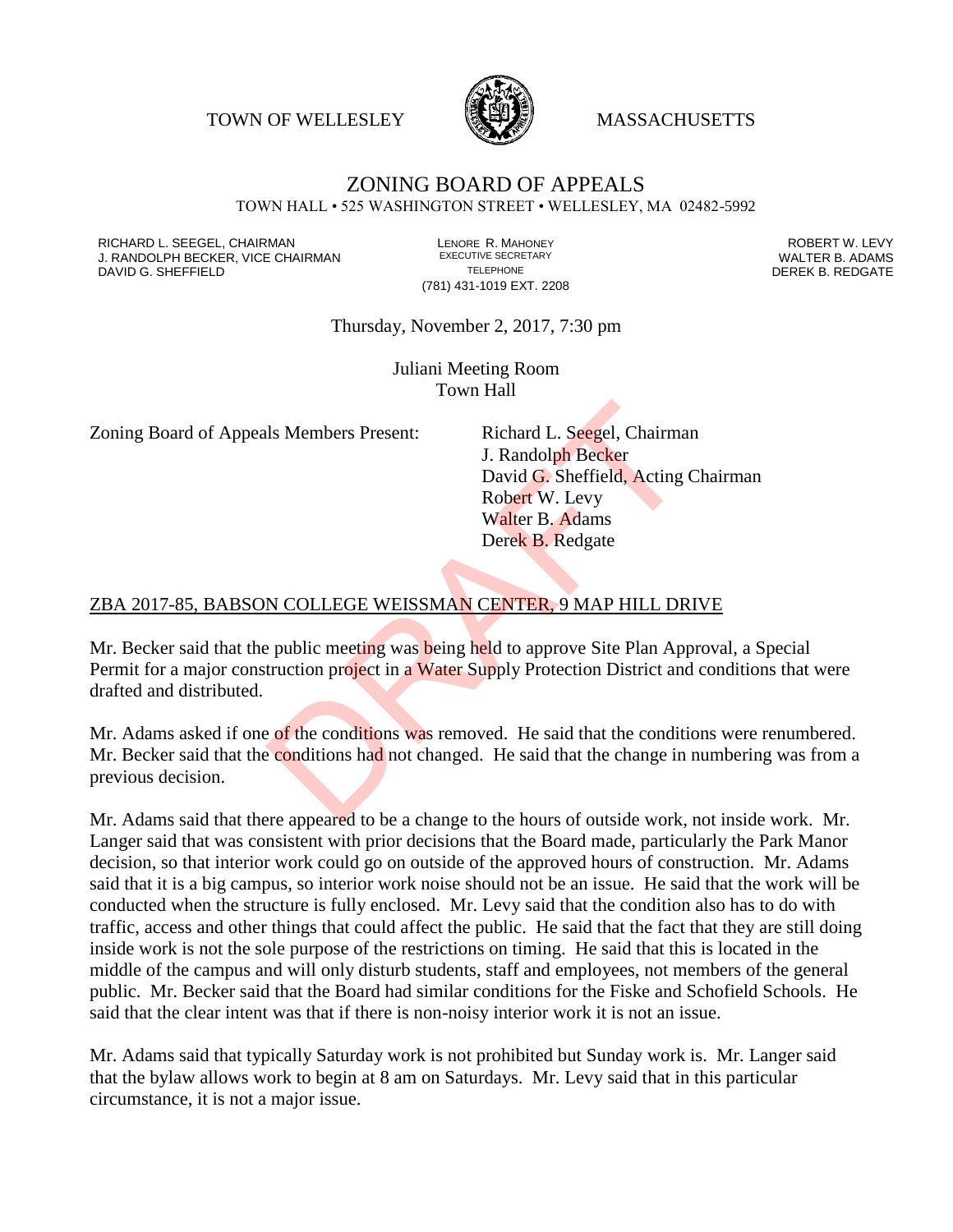TOWN OF WELLESLEY MASSACHUSETTS

# ZONING BOARD OF APPEALS

TOWN HALL • 525 WASHINGTON STREET • WELLESLEY, MA 02482-5992

RICHARD L. SEEGEL, CHAIRMAN
J. RANDOLPH BECKER, VICE CHAIRMAN
DAVID G. SHEFFIELD

LENORE R. MAHONEY
EXECUTIVE SECRETARY
TELEPHONE
(781) 431-1019 EXT. 2208

ROBERT W. LEVY
WALTER B. ADAMS
DEREK B. REDGATE

Thursday, November 2, 2017, 7:30 pm

Juliani Meeting Room
Town Hall

Zoning Board of Appeals Members Present:
Richard L. Seegel, Chairman
J. Randolph Becker
David G. Sheffield, Acting Chairman
Robert W. Levy
Walter B. Adams
Derek B. Redgate

ZBA 2017-85, BABSON COLLEGE WEISSMAN CENTER, 9 MAP HILL DRIVE

Mr. Becker said that the public meeting was being held to approve Site Plan Approval, a Special Permit for a major construction project in a Water Supply Protection District and conditions that were drafted and distributed.

Mr. Adams asked if one of the conditions was removed. He said that the conditions were renumbered. Mr. Becker said that the conditions had not changed. He said that the change in numbering was from a previous decision.

Mr. Adams said that there appeared to be a change to the hours of outside work, not inside work. Mr. Langer said that was consistent with prior decisions that the Board made, particularly the Park Manor decision, so that interior work could go on outside of the approved hours of construction. Mr. Adams said that it is a big campus, so interior work noise should not be an issue. He said that the work will be conducted when the structure is fully enclosed. Mr. Levy said that the condition also has to do with traffic, access and other things that could affect the public. He said that the fact that they are still doing inside work is not the sole purpose of the restrictions on timing. He said that this is located in the middle of the campus and will only disturb students, staff and employees, not members of the general public. Mr. Becker said that the Board had similar conditions for the Fiske and Schofield Schools. He said that the clear intent was that if there is non-noisy interior work it is not an issue.

Mr. Adams said that typically Saturday work is not prohibited but Sunday work is. Mr. Langer said that the bylaw allows work to begin at 8 am on Saturdays. Mr. Levy said that in this particular circumstance, it is not a major issue.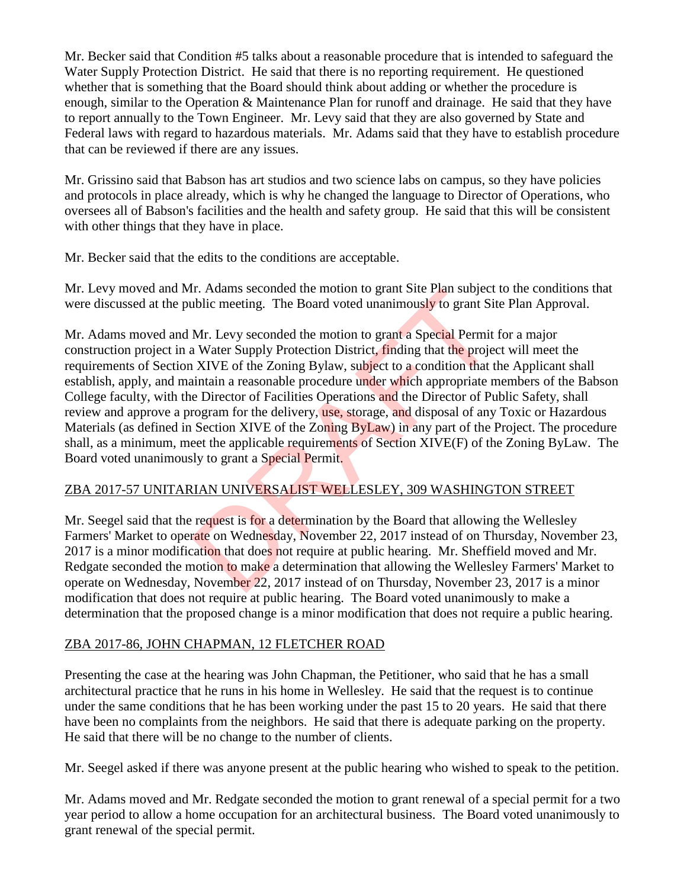Mr. Becker said that Condition #5 talks about a reasonable procedure that is intended to safeguard the Water Supply Protection District. He said that there is no reporting requirement. He questioned whether that is something that the Board should think about adding or whether the procedure is enough, similar to the Operation & Maintenance Plan for runoff and drainage. He said that they have to report annually to the Town Engineer. Mr. Levy said that they are also governed by State and Federal laws with regard to hazardous materials. Mr. Adams said that they have to establish procedure that can be reviewed if there are any issues.

Mr. Grissino said that Babson has art studios and two science labs on campus, so they have policies and protocols in place already, which is why he changed the language to Director of Operations, who oversees all of Babson's facilities and the health and safety group. He said that this will be consistent with other things that they have in place.

Mr. Becker said that the edits to the conditions are acceptable.

Mr. Levy moved and Mr. Adams seconded the motion to grant Site Plan subject to the conditions that were discussed at the public meeting. The Board voted unanimously to grant Site Plan Approval.

Mr. Adams moved and Mr. Levy seconded the motion to grant a Special Permit for a major construction project in a Water Supply Protection District, finding that the project will meet the requirements of Section XIVE of the Zoning Bylaw, subject to a condition that the Applicant shall establish, apply, and maintain a reasonable procedure under which appropriate members of the Babson College faculty, with the Director of Facilities Operations and the Director of Public Safety, shall review and approve a program for the delivery, use, storage, and disposal of any Toxic or Hazardous Materials (as defined in Section XIVE of the Zoning ByLaw) in any part of the Project. The procedure shall, as a minimum, meet the applicable requirements of Section XIVE(F) of the Zoning ByLaw. The Board voted unanimously to grant a Special Permit.

ZBA 2017-57 UNITARIAN UNIVERSALIST WELLESLEY, 309 WASHINGTON STREET

Mr. Seegel said that the request is for a determination by the Board that allowing the Wellesley Farmers' Market to operate on Wednesday, November 22, 2017 instead of on Thursday, November 23, 2017 is a minor modification that does not require at public hearing. Mr. Sheffield moved and Mr. Redgate seconded the motion to make a determination that allowing the Wellesley Farmers' Market to operate on Wednesday, November 22, 2017 instead of on Thursday, November 23, 2017 is a minor modification that does not require at public hearing. The Board voted unanimously to make a determination that the proposed change is a minor modification that does not require a public hearing.

ZBA 2017-86, JOHN CHAPMAN, 12 FLETCHER ROAD

Presenting the case at the hearing was John Chapman, the Petitioner, who said that he has a small architectural practice that he runs in his home in Wellesley. He said that the request is to continue under the same conditions that he has been working under the past 15 to 20 years. He said that there have been no complaints from the neighbors. He said that there is adequate parking on the property. He said that there will be no change to the number of clients.

Mr. Seegel asked if there was anyone present at the public hearing who wished to speak to the petition.

Mr. Adams moved and Mr. Redgate seconded the motion to grant renewal of a special permit for a two year period to allow a home occupation for an architectural business. The Board voted unanimously to grant renewal of the special permit.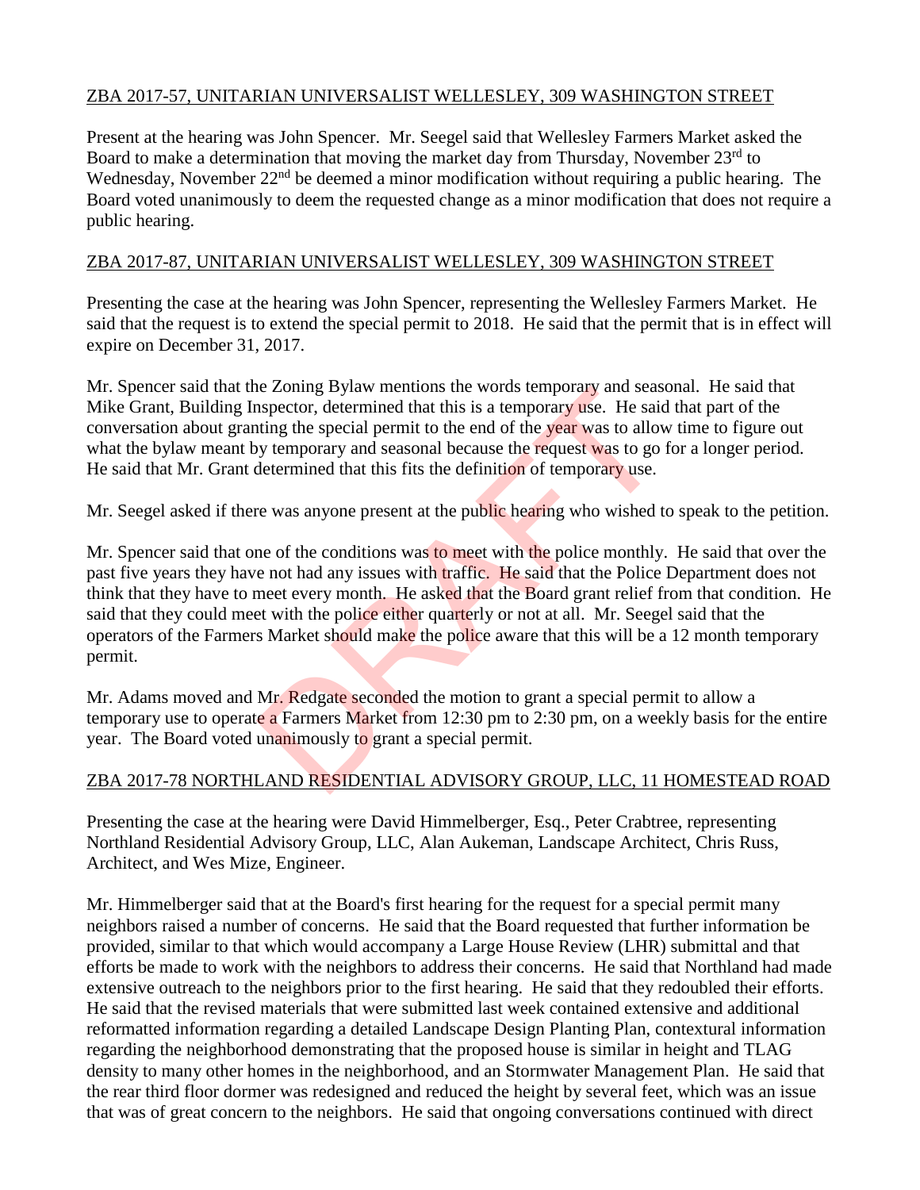ZBA 2017-57, UNITARIAN UNIVERSALIST WELLESLEY, 309 WASHINGTON STREET

Present at the hearing was John Spencer. Mr. Seegel said that Wellesley Farmers Market asked the Board to make a determination that moving the market day from Thursday, November 23rd to Wednesday, November 22nd be deemed a minor modification without requiring a public hearing. The Board voted unanimously to deem the requested change as a minor modification that does not require a public hearing.

ZBA 2017-87, UNITARIAN UNIVERSALIST WELLESLEY, 309 WASHINGTON STREET

Presenting the case at the hearing was John Spencer, representing the Wellesley Farmers Market. He said that the request is to extend the special permit to 2018. He said that the permit that is in effect will expire on December 31, 2017.

Mr. Spencer said that the Zoning Bylaw mentions the words temporary and seasonal. He said that Mike Grant, Building Inspector, determined that this is a temporary use. He said that part of the conversation about granting the special permit to the end of the year was to allow time to figure out what the bylaw meant by temporary and seasonal because the request was to go for a longer period. He said that Mr. Grant determined that this fits the definition of temporary use.

Mr. Seegel asked if there was anyone present at the public hearing who wished to speak to the petition.

Mr. Spencer said that one of the conditions was to meet with the police monthly. He said that over the past five years they have not had any issues with traffic. He said that the Police Department does not think that they have to meet every month. He asked that the Board grant relief from that condition. He said that they could meet with the police either quarterly or not at all. Mr. Seegel said that the operators of the Farmers Market should make the police aware that this will be a 12 month temporary permit.

Mr. Adams moved and Mr. Redgate seconded the motion to grant a special permit to allow a temporary use to operate a Farmers Market from 12:30 pm to 2:30 pm, on a weekly basis for the entire year. The Board voted unanimously to grant a special permit.

ZBA 2017-78 NORTHLAND RESIDENTIAL ADVISORY GROUP, LLC, 11 HOMESTEAD ROAD

Presenting the case at the hearing were David Himmelberger, Esq., Peter Crabtree, representing Northland Residential Advisory Group, LLC, Alan Aukeman, Landscape Architect, Chris Russ, Architect, and Wes Mize, Engineer.

Mr. Himmelberger said that at the Board's first hearing for the request for a special permit many neighbors raised a number of concerns. He said that the Board requested that further information be provided, similar to that which would accompany a Large House Review (LHR) submittal and that efforts be made to work with the neighbors to address their concerns. He said that Northland had made extensive outreach to the neighbors prior to the first hearing. He said that they redoubled their efforts. He said that the revised materials that were submitted last week contained extensive and additional reformatted information regarding a detailed Landscape Design Planting Plan, contextural information regarding the neighborhood demonstrating that the proposed house is similar in height and TLAG density to many other homes in the neighborhood, and an Stormwater Management Plan. He said that the rear third floor dormer was redesigned and reduced the height by several feet, which was an issue that was of great concern to the neighbors. He said that ongoing conversations continued with direct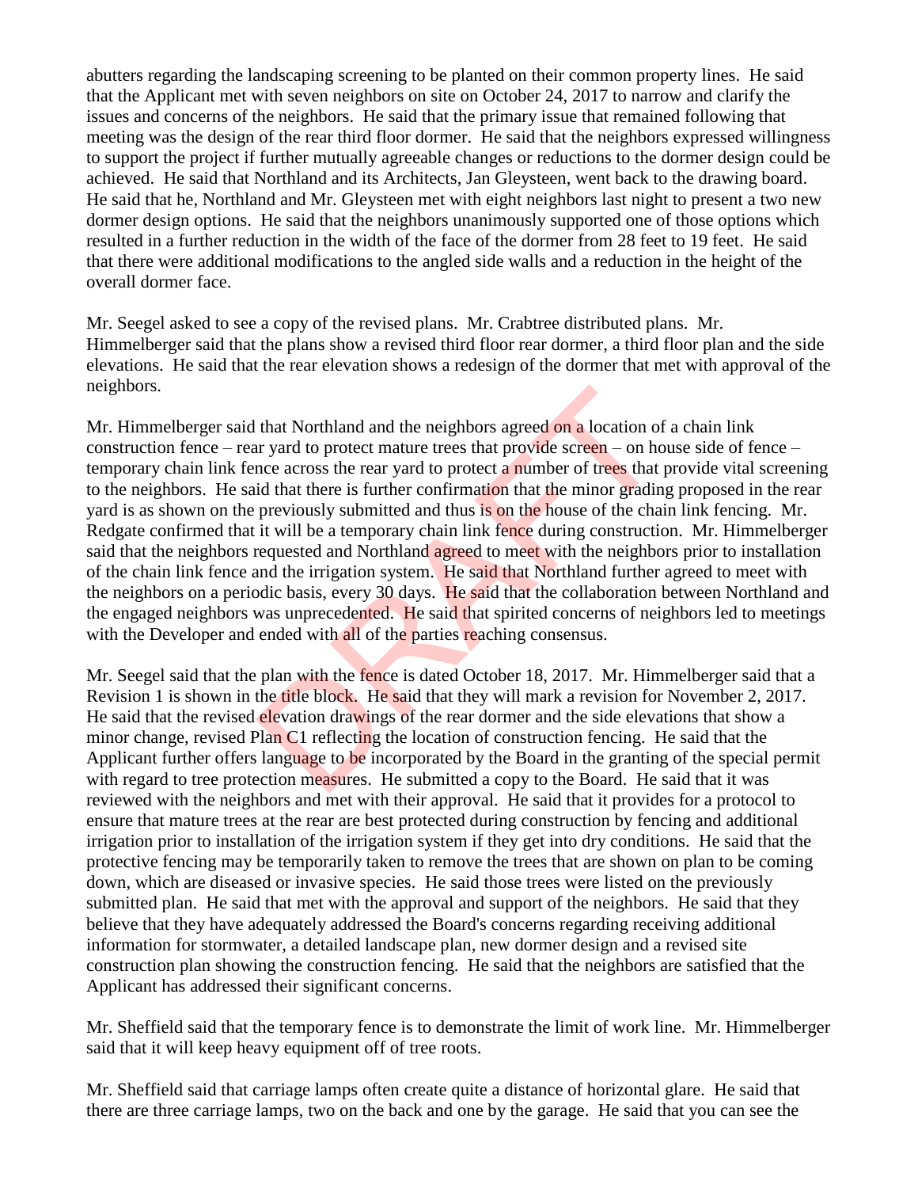abutters regarding the landscaping screening to be planted on their common property lines. He said that the Applicant met with seven neighbors on site on October 24, 2017 to narrow and clarify the issues and concerns of the neighbors. He said that the primary issue that remained following that meeting was the design of the rear third floor dormer. He said that the neighbors expressed willingness to support the project if further mutually agreeable changes or reductions to the dormer design could be achieved. He said that Northland and its Architects, Jan Gleysteen, went back to the drawing board. He said that he, Northland and Mr. Gleysteen met with eight neighbors last night to present a two new dormer design options. He said that the neighbors unanimously supported one of those options which resulted in a further reduction in the width of the face of the dormer from 28 feet to 19 feet. He said that there were additional modifications to the angled side walls and a reduction in the height of the overall dormer face.

Mr. Seegel asked to see a copy of the revised plans. Mr. Crabtree distributed plans. Mr. Himmelberger said that the plans show a revised third floor rear dormer, a third floor plan and the side elevations. He said that the rear elevation shows a redesign of the dormer that met with approval of the neighbors.

Mr. Himmelberger said that Northland and the neighbors agreed on a location of a chain link construction fence – rear yard to protect mature trees that provide screen – on house side of fence – temporary chain link fence across the rear yard to protect a number of trees that provide vital screening to the neighbors. He said that there is further confirmation that the minor grading proposed in the rear yard is as shown on the previously submitted and thus is on the house of the chain link fencing. Mr. Redgate confirmed that it will be a temporary chain link fence during construction. Mr. Himmelberger said that the neighbors requested and Northland agreed to meet with the neighbors prior to installation of the chain link fence and the irrigation system. He said that Northland further agreed to meet with the neighbors on a periodic basis, every 30 days. He said that the collaboration between Northland and the engaged neighbors was unprecedented. He said that spirited concerns of neighbors led to meetings with the Developer and ended with all of the parties reaching consensus.

Mr. Seegel said that the plan with the fence is dated October 18, 2017. Mr. Himmelberger said that a Revision 1 is shown in the title block. He said that they will mark a revision for November 2, 2017. He said that the revised elevation drawings of the rear dormer and the side elevations that show a minor change, revised Plan C1 reflecting the location of construction fencing. He said that the Applicant further offers language to be incorporated by the Board in the granting of the special permit with regard to tree protection measures. He submitted a copy to the Board. He said that it was reviewed with the neighbors and met with their approval. He said that it provides for a protocol to ensure that mature trees at the rear are best protected during construction by fencing and additional irrigation prior to installation of the irrigation system if they get into dry conditions. He said that the protective fencing may be temporarily taken to remove the trees that are shown on plan to be coming down, which are diseased or invasive species. He said those trees were listed on the previously submitted plan. He said that met with the approval and support of the neighbors. He said that they believe that they have adequately addressed the Board's concerns regarding receiving additional information for stormwater, a detailed landscape plan, new dormer design and a revised site construction plan showing the construction fencing. He said that the neighbors are satisfied that the Applicant has addressed their significant concerns.

Mr. Sheffield said that the temporary fence is to demonstrate the limit of work line. Mr. Himmelberger said that it will keep heavy equipment off of tree roots.

Mr. Sheffield said that carriage lamps often create quite a distance of horizontal glare. He said that there are three carriage lamps, two on the back and one by the garage. He said that you can see the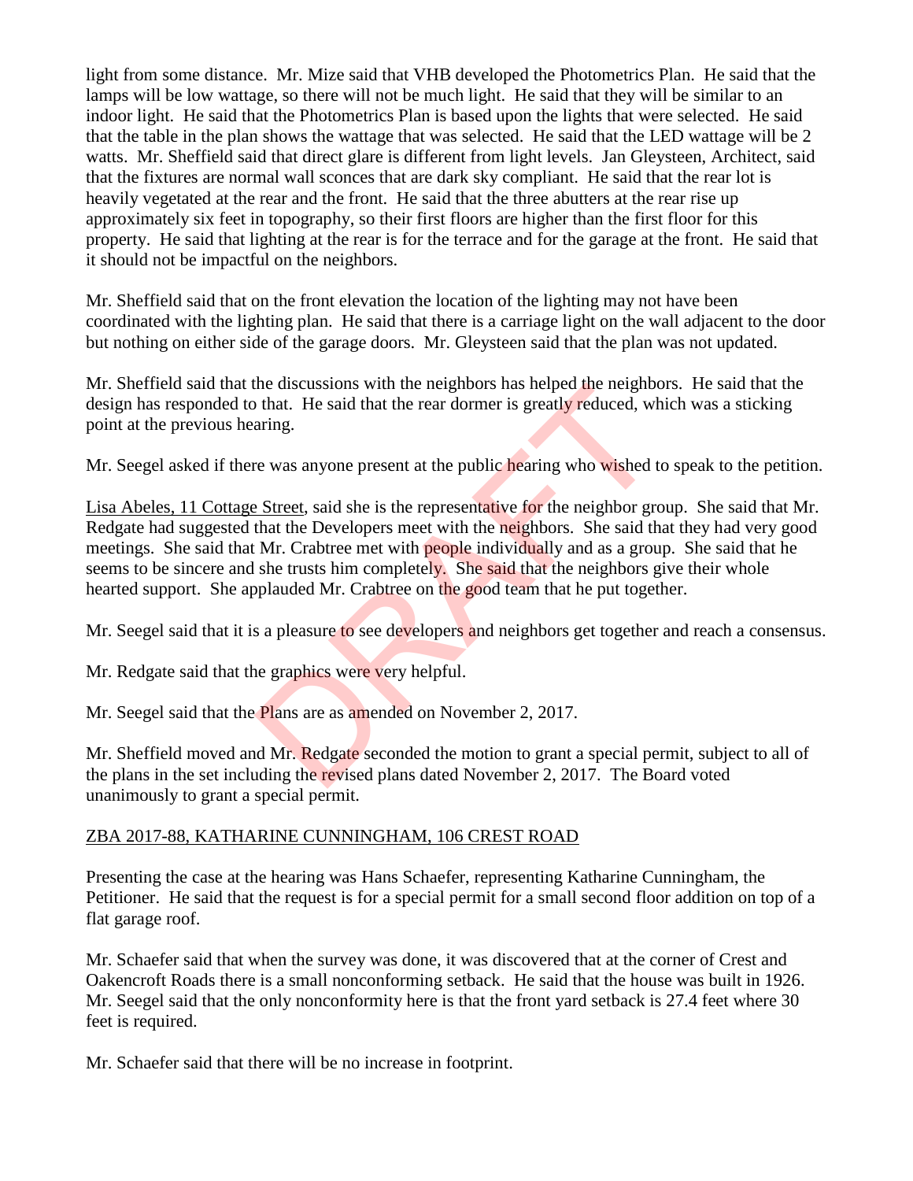light from some distance. Mr. Mize said that VHB developed the Photometrics Plan. He said that the lamps will be low wattage, so there will not be much light. He said that they will be similar to an indoor light. He said that the Photometrics Plan is based upon the lights that were selected. He said that the table in the plan shows the wattage that was selected. He said that the LED wattage will be 2 watts. Mr. Sheffield said that direct glare is different from light levels. Jan Gleysteen, Architect, said that the fixtures are normal wall sconces that are dark sky compliant. He said that the rear lot is heavily vegetated at the rear and the front. He said that the three abutters at the rear rise up approximately six feet in topography, so their first floors are higher than the first floor for this property. He said that lighting at the rear is for the terrace and for the garage at the front. He said that it should not be impactful on the neighbors.

Mr. Sheffield said that on the front elevation the location of the lighting may not have been coordinated with the lighting plan. He said that there is a carriage light on the wall adjacent to the door but nothing on either side of the garage doors. Mr. Gleysteen said that the plan was not updated.

Mr. Sheffield said that the discussions with the neighbors has helped the neighbors. He said that the design has responded to that. He said that the rear dormer is greatly reduced, which was a sticking point at the previous hearing.

Mr. Seegel asked if there was anyone present at the public hearing who wished to speak to the petition.

Lisa Abeles, 11 Cottage Street, said she is the representative for the neighbor group. She said that Mr. Redgate had suggested that the Developers meet with the neighbors. She said that they had very good meetings. She said that Mr. Crabtree met with people individually and as a group. She said that he seems to be sincere and she trusts him completely. She said that the neighbors give their whole hearted support. She applauded Mr. Crabtree on the good team that he put together.

Mr. Seegel said that it is a pleasure to see developers and neighbors get together and reach a consensus.

Mr. Redgate said that the graphics were very helpful.

Mr. Seegel said that the Plans are as amended on November 2, 2017.

Mr. Sheffield moved and Mr. Redgate seconded the motion to grant a special permit, subject to all of the plans in the set including the revised plans dated November 2, 2017. The Board voted unanimously to grant a special permit.

ZBA 2017-88, KATHARINE CUNNINGHAM, 106 CREST ROAD

Presenting the case at the hearing was Hans Schaefer, representing Katharine Cunningham, the Petitioner. He said that the request is for a special permit for a small second floor addition on top of a flat garage roof.

Mr. Schaefer said that when the survey was done, it was discovered that at the corner of Crest and Oakencroft Roads there is a small nonconforming setback. He said that the house was built in 1926. Mr. Seegel said that the only nonconformity here is that the front yard setback is 27.4 feet where 30 feet is required.

Mr. Schaefer said that there will be no increase in footprint.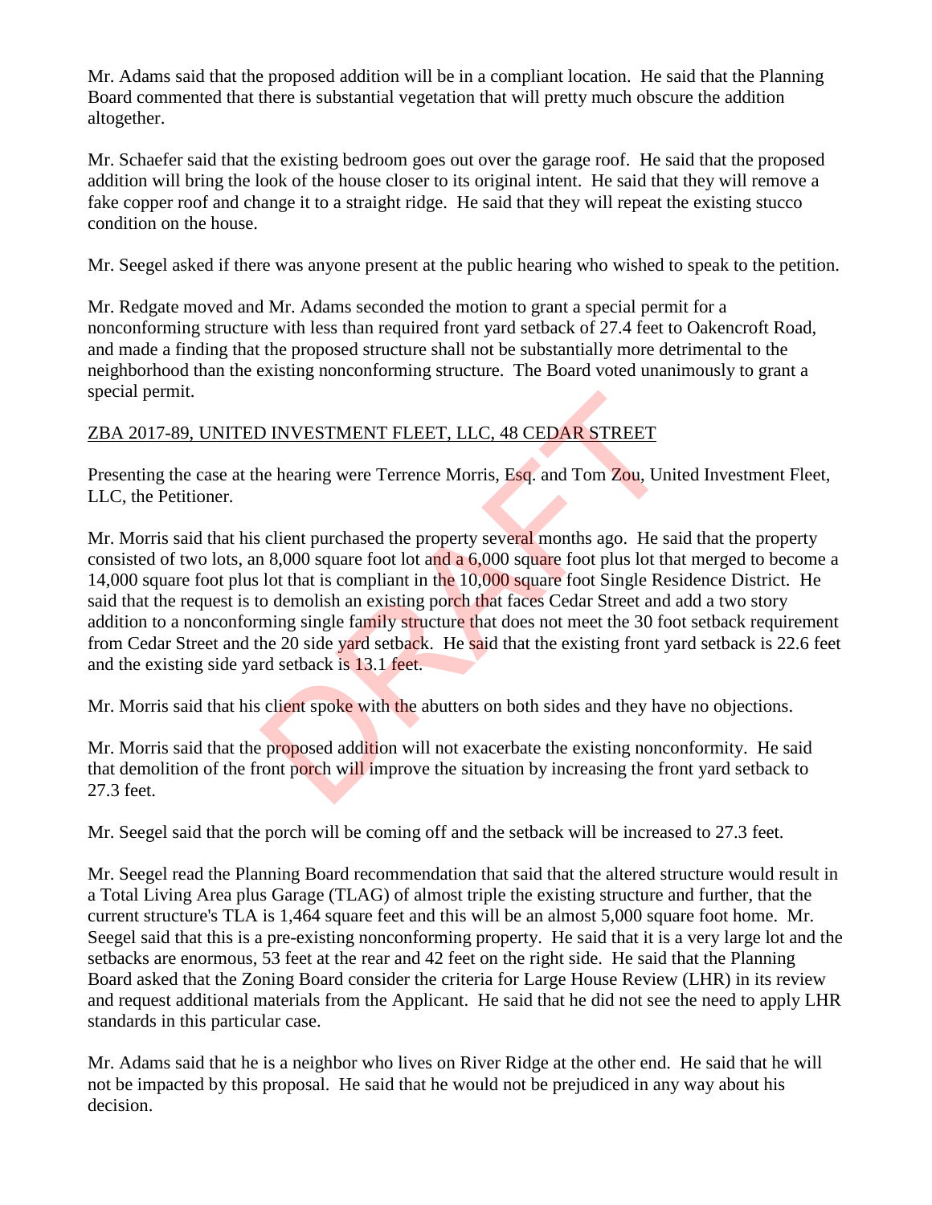Mr. Adams said that the proposed addition will be in a compliant location. He said that the Planning Board commented that there is substantial vegetation that will pretty much obscure the addition altogether.

Mr. Schaefer said that the existing bedroom goes out over the garage roof. He said that the proposed addition will bring the look of the house closer to its original intent. He said that they will remove a fake copper roof and change it to a straight ridge. He said that they will repeat the existing stucco condition on the house.

Mr. Seegel asked if there was anyone present at the public hearing who wished to speak to the petition.

Mr. Redgate moved and Mr. Adams seconded the motion to grant a special permit for a nonconforming structure with less than required front yard setback of 27.4 feet to Oakencroft Road, and made a finding that the proposed structure shall not be substantially more detrimental to the neighborhood than the existing nonconforming structure. The Board voted unanimously to grant a special permit.

ZBA 2017-89, UNITED INVESTMENT FLEET, LLC, 48 CEDAR STREET

Presenting the case at the hearing were Terrence Morris, Esq. and Tom Zou, United Investment Fleet, LLC, the Petitioner.

Mr. Morris said that his client purchased the property several months ago. He said that the property consisted of two lots, an 8,000 square foot lot and a 6,000 square foot plus lot that merged to become a 14,000 square foot plus lot that is compliant in the 10,000 square foot Single Residence District. He said that the request is to demolish an existing porch that faces Cedar Street and add a two story addition to a nonconforming single family structure that does not meet the 30 foot setback requirement from Cedar Street and the 20 side yard setback. He said that the existing front yard setback is 22.6 feet and the existing side yard setback is 13.1 feet.

Mr. Morris said that his client spoke with the abutters on both sides and they have no objections.

Mr. Morris said that the proposed addition will not exacerbate the existing nonconformity. He said that demolition of the front porch will improve the situation by increasing the front yard setback to 27.3 feet.

Mr. Seegel said that the porch will be coming off and the setback will be increased to 27.3 feet.

Mr. Seegel read the Planning Board recommendation that said that the altered structure would result in a Total Living Area plus Garage (TLAG) of almost triple the existing structure and further, that the current structure's TLA is 1,464 square feet and this will be an almost 5,000 square foot home. Mr. Seegel said that this is a pre-existing nonconforming property. He said that it is a very large lot and the setbacks are enormous, 53 feet at the rear and 42 feet on the right side. He said that the Planning Board asked that the Zoning Board consider the criteria for Large House Review (LHR) in its review and request additional materials from the Applicant. He said that he did not see the need to apply LHR standards in this particular case.

Mr. Adams said that he is a neighbor who lives on River Ridge at the other end. He said that he will not be impacted by this proposal. He said that he would not be prejudiced in any way about his decision.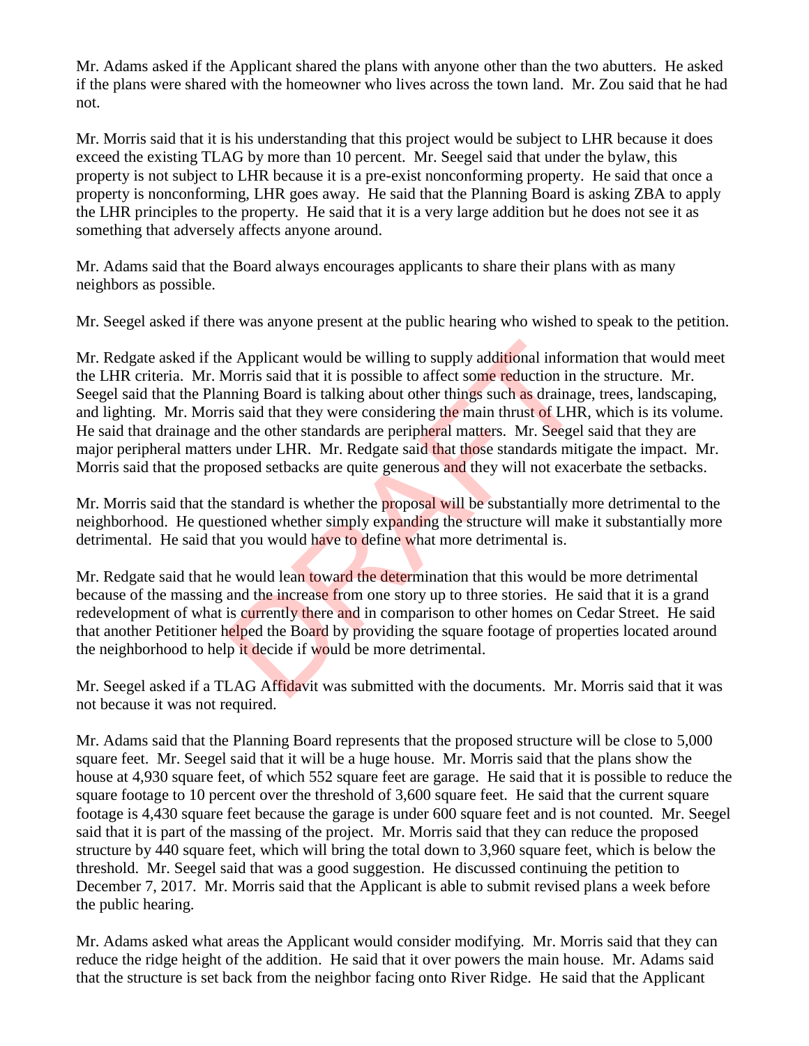Mr. Adams asked if the Applicant shared the plans with anyone other than the two abutters. He asked if the plans were shared with the homeowner who lives across the town land. Mr. Zou said that he had not.

Mr. Morris said that it is his understanding that this project would be subject to LHR because it does exceed the existing TLAG by more than 10 percent. Mr. Seegel said that under the bylaw, this property is not subject to LHR because it is a pre-exist nonconforming property. He said that once a property is nonconforming, LHR goes away. He said that the Planning Board is asking ZBA to apply the LHR principles to the property. He said that it is a very large addition but he does not see it as something that adversely affects anyone around.

Mr. Adams said that the Board always encourages applicants to share their plans with as many neighbors as possible.

Mr. Seegel asked if there was anyone present at the public hearing who wished to speak to the petition.

Mr. Redgate asked if the Applicant would be willing to supply additional information that would meet the LHR criteria. Mr. Morris said that it is possible to affect some reduction in the structure. Mr. Seegel said that the Planning Board is talking about other things such as drainage, trees, landscaping, and lighting. Mr. Morris said that they were considering the main thrust of LHR, which is its volume. He said that drainage and the other standards are peripheral matters. Mr. Seegel said that they are major peripheral matters under LHR. Mr. Redgate said that those standards mitigate the impact. Mr. Morris said that the proposed setbacks are quite generous and they will not exacerbate the setbacks.

Mr. Morris said that the standard is whether the proposal will be substantially more detrimental to the neighborhood. He questioned whether simply expanding the structure will make it substantially more detrimental. He said that you would have to define what more detrimental is.

Mr. Redgate said that he would lean toward the determination that this would be more detrimental because of the massing and the increase from one story up to three stories. He said that it is a grand redevelopment of what is currently there and in comparison to other homes on Cedar Street. He said that another Petitioner helped the Board by providing the square footage of properties located around the neighborhood to help it decide if would be more detrimental.

Mr. Seegel asked if a TLAG Affidavit was submitted with the documents. Mr. Morris said that it was not because it was not required.

Mr. Adams said that the Planning Board represents that the proposed structure will be close to 5,000 square feet. Mr. Seegel said that it will be a huge house. Mr. Morris said that the plans show the house at 4,930 square feet, of which 552 square feet are garage. He said that it is possible to reduce the square footage to 10 percent over the threshold of 3,600 square feet. He said that the current square footage is 4,430 square feet because the garage is under 600 square feet and is not counted. Mr. Seegel said that it is part of the massing of the project. Mr. Morris said that they can reduce the proposed structure by 440 square feet, which will bring the total down to 3,960 square feet, which is below the threshold. Mr. Seegel said that was a good suggestion. He discussed continuing the petition to December 7, 2017. Mr. Morris said that the Applicant is able to submit revised plans a week before the public hearing.

Mr. Adams asked what areas the Applicant would consider modifying. Mr. Morris said that they can reduce the ridge height of the addition. He said that it over powers the main house. Mr. Adams said that the structure is set back from the neighbor facing onto River Ridge. He said that the Applicant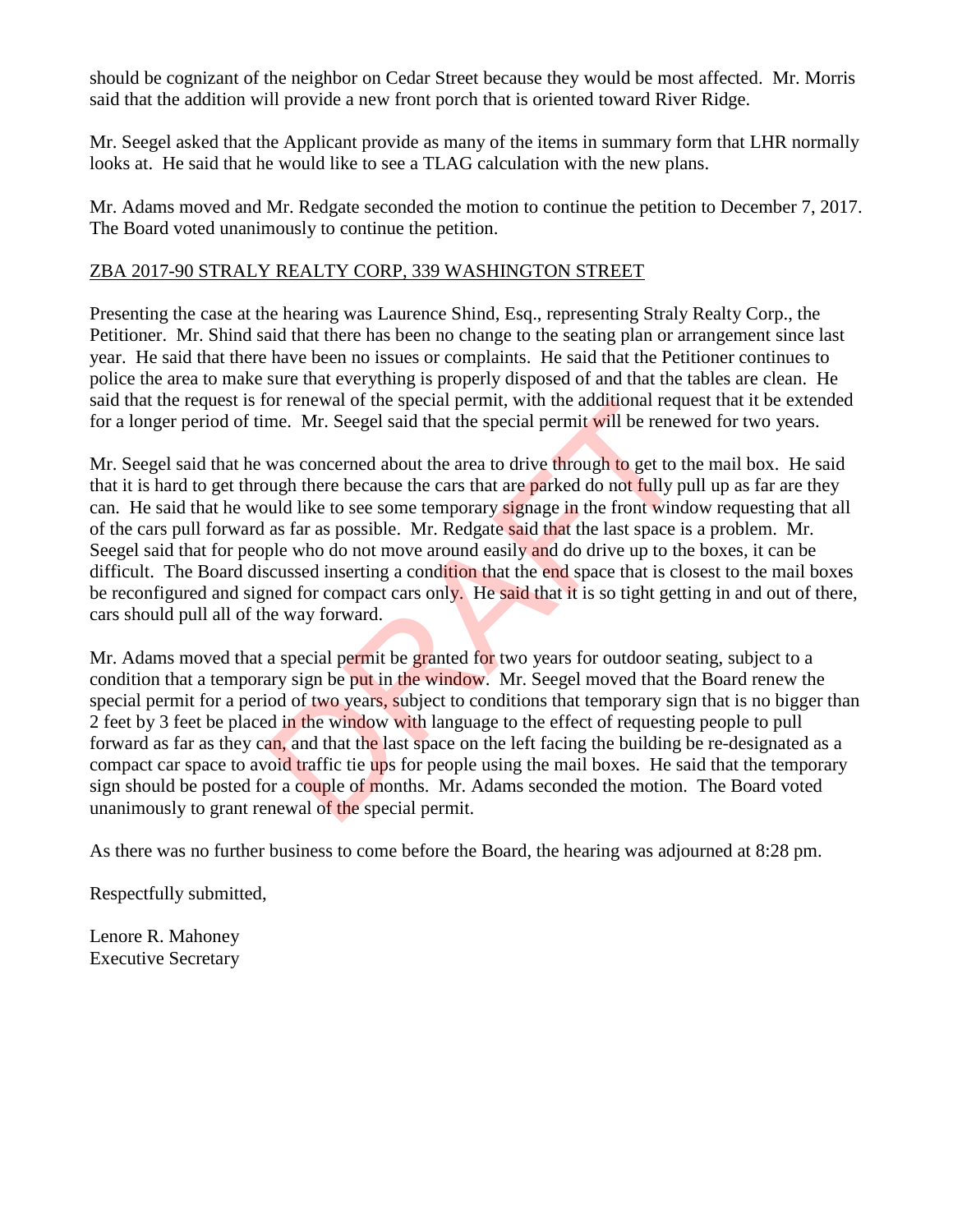should be cognizant of the neighbor on Cedar Street because they would be most affected. Mr. Morris said that the addition will provide a new front porch that is oriented toward River Ridge.

Mr. Seegel asked that the Applicant provide as many of the items in summary form that LHR normally looks at. He said that he would like to see a TLAG calculation with the new plans.

Mr. Adams moved and Mr. Redgate seconded the motion to continue the petition to December 7, 2017. The Board voted unanimously to continue the petition.

ZBA 2017-90 STRALY REALTY CORP, 339 WASHINGTON STREET

Presenting the case at the hearing was Laurence Shind, Esq., representing Straly Realty Corp., the Petitioner. Mr. Shind said that there has been no change to the seating plan or arrangement since last year. He said that there have been no issues or complaints. He said that the Petitioner continues to police the area to make sure that everything is properly disposed of and that the tables are clean. He said that the request is for renewal of the special permit, with the additional request that it be extended for a longer period of time. Mr. Seegel said that the special permit will be renewed for two years.

Mr. Seegel said that he was concerned about the area to drive through to get to the mail box. He said that it is hard to get through there because the cars that are parked do not fully pull up as far are they can. He said that he would like to see some temporary signage in the front window requesting that all of the cars pull forward as far as possible. Mr. Redgate said that the last space is a problem. Mr. Seegel said that for people who do not move around easily and do drive up to the boxes, it can be difficult. The Board discussed inserting a condition that the end space that is closest to the mail boxes be reconfigured and signed for compact cars only. He said that it is so tight getting in and out of there, cars should pull all of the way forward.

Mr. Adams moved that a special permit be granted for two years for outdoor seating, subject to a condition that a temporary sign be put in the window. Mr. Seegel moved that the Board renew the special permit for a period of two years, subject to conditions that temporary sign that is no bigger than 2 feet by 3 feet be placed in the window with language to the effect of requesting people to pull forward as far as they can, and that the last space on the left facing the building be re-designated as a compact car space to avoid traffic tie ups for people using the mail boxes. He said that the temporary sign should be posted for a couple of months. Mr. Adams seconded the motion. The Board voted unanimously to grant renewal of the special permit.

As there was no further business to come before the Board, the hearing was adjourned at 8:28 pm.

Respectfully submitted,

Lenore R. Mahoney
Executive Secretary